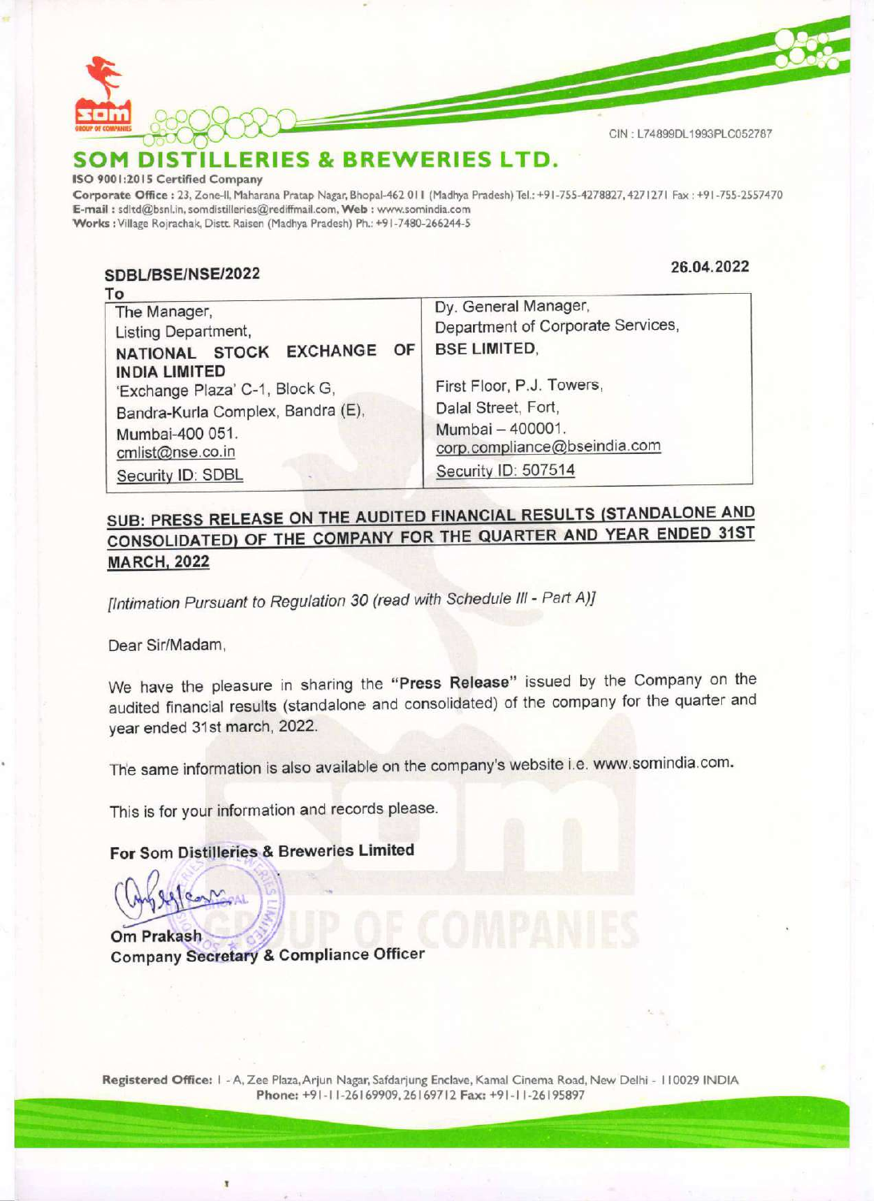CIN : L74899DL1993PLC052787

# SOM DISTILLERIES & BREWERIES LTD.

**ISO 9001:2015 Certified Company**

**Corporate Office :** 23, Zone-II, Maharana Pratap Nagar, Bhopal-462 011 (Madhya Pradesh) Tel.: +91-755-4278827, 4271271 Fax : +91-755-2557470
**E-mail :** sdltd@bsnl.in, somdistilleries@rediffmail.com, **Web :** www.somindia.com
**Works :** Village Rojrachak, Distt. Raisen (Madhya Pradesh) Ph.: +91-7480-266244-5

**SDBL/BSE/NSE/2022** **26.04.2022**

To

| The Manager, Listing Department, **NATIONAL STOCK EXCHANGE OF INDIA LIMITED** 'Exchange Plaza' C-1, Block G, Bandra-Kurla Complex, Bandra (E), Mumbai-400 051. cmlist@nse.co.in Security ID: SDBL | Dy. General Manager, Department of Corporate Services, **BSE LIMITED**, First Floor, P.J. Towers, Dalal Street, Fort, Mumbai – 400001. corp.compliance@bseindia.com Security ID: 507514 |
|---|---|

**SUB: PRESS RELEASE ON THE AUDITED FINANCIAL RESULTS (STANDALONE AND CONSOLIDATED) OF THE COMPANY FOR THE QUARTER AND YEAR ENDED 31ST MARCH, 2022**

*[Intimation Pursuant to Regulation 30 (read with Schedule III - Part A)]*

Dear Sir/Madam,

We have the pleasure in sharing the **"Press Release"** issued by the Company on the audited financial results (standalone and consolidated) of the company for the quarter and year ended 31st march, 2022.

The same information is also available on the company's website i.e. www.somindia.com.

This is for your information and records please.

**For Som Distilleries & Breweries Limited**

**Om Prakash**
**Company Secretary & Compliance Officer**

**Registered Office:** 1 - A, Zee Plaza, Arjun Nagar, Safdarjung Enclave, Kamal Cinema Road, New Delhi - 110029 INDIA
**Phone:** +91-11-26169909, 26169712 **Fax:** +91-11-26195897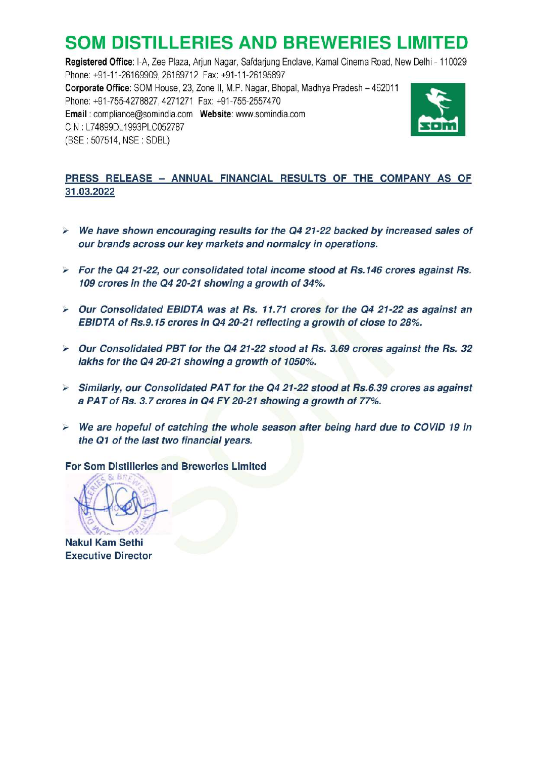# SOM DISTILLERIES AND BREWERIES LIMITED

**Registered Office**: I-A, Zee Plaza, Arjun Nagar, Safdarjung Enclave, Kamal Cinema Road, New Delhi - 110029
Phone: +91-11-26169909, 26169712 Fax: +91-11-26195897
**Corporate Office**: SOM House, 23, Zone II, M.P. Nagar, Bhopal, Madhya Pradesh – 462011
Phone: +91-755-4278827, 4271271 Fax: +91-755-2557470
**Email** : compliance@somindia.com **Website**: www.somindia.com
CIN : L74899DL1993PLC052787
(BSE : 507514, NSE : SDBL)

## PRESS RELEASE – ANNUAL FINANCIAL RESULTS OF THE COMPANY AS OF 31.03.2022

- ***We have shown encouraging results for the Q4 21-22 backed by increased sales of our brands across our key markets and normalcy in operations.***
- ***For the Q4 21-22, our consolidated total income stood at Rs.146 crores against Rs. 109 crores in the Q4 20-21 showing a growth of 34%.***
- ***Our Consolidated EBIDTA was at Rs. 11.71 crores for the Q4 21-22 as against an EBIDTA of Rs.9.15 crores in Q4 20-21 reflecting a growth of close to 28%.***
- ***Our Consolidated PBT for the Q4 21-22 stood at Rs. 3.69 crores against the Rs. 32 lakhs for the Q4 20-21 showing a growth of 1050%.***
- ***Similarly, our Consolidated PAT for the Q4 21-22 stood at Rs.6.39 crores as against a PAT of Rs. 3.7 crores in Q4 FY 20-21 showing a growth of 77%.***
- ***We are hopeful of catching the whole season after being hard due to COVID 19 in the Q1 of the last two financial years.***

**For Som Distilleries and Breweries Limited**

**Nakul Kam Sethi**
**Executive Director**